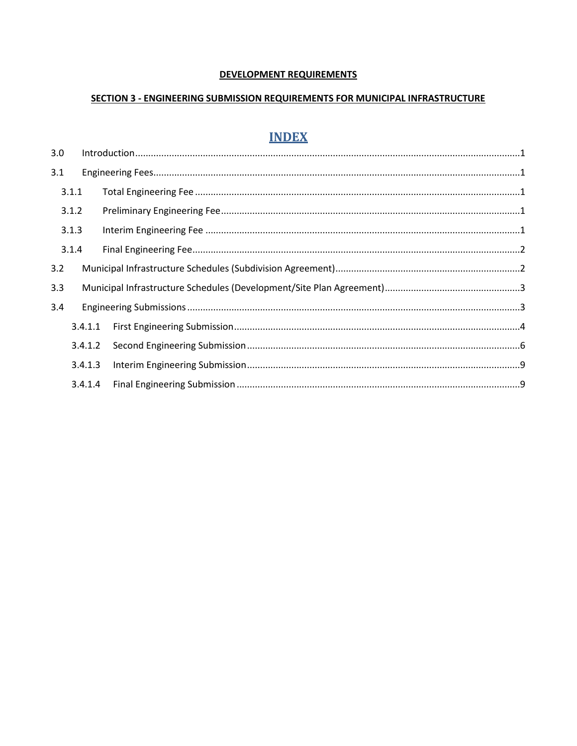# DEVELOPMENT REQUIREMENTS

## SECTION 3 - ENGINEERING SUBMISSION REQUIREMENTS FOR MUNICIPAL INFRASTRUCTURE

### INDEX

| | | |
|---|---|---|
| 3.0 | Introduction | 1 |
| 3.1 | Engineering Fees | 1 |
| 3.1.1 | Total Engineering Fee | 1 |
| 3.1.2 | Preliminary Engineering Fee | 1 |
| 3.1.3 | Interim Engineering Fee | 1 |
| 3.1.4 | Final Engineering Fee | 2 |
| 3.2 | Municipal Infrastructure Schedules (Subdivision Agreement) | 2 |
| 3.3 | Municipal Infrastructure Schedules (Development/Site Plan Agreement) | 3 |
| 3.4 | Engineering Submissions | 3 |
| 3.4.1.1 | First Engineering Submission | 4 |
| 3.4.1.2 | Second Engineering Submission | 6 |
| 3.4.1.3 | Interim Engineering Submission | 9 |
| 3.4.1.4 | Final Engineering Submission | 9 |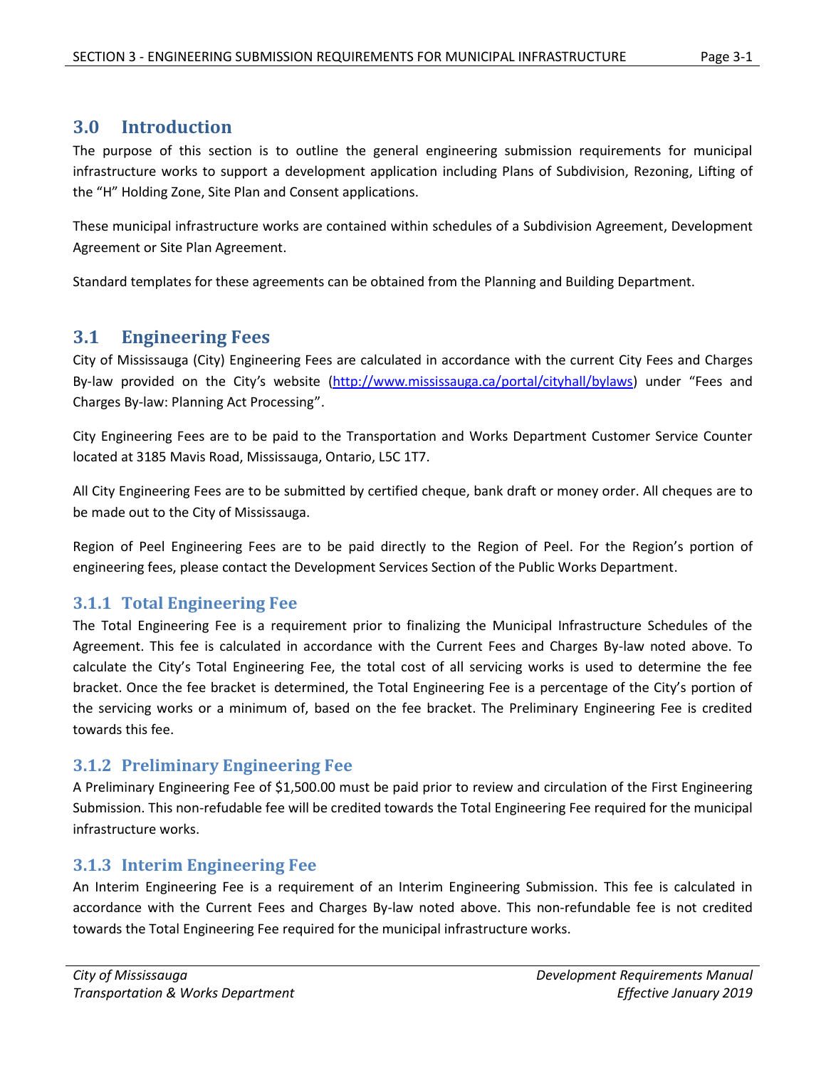## 3.0 Introduction

The purpose of this section is to outline the general engineering submission requirements for municipal infrastructure works to support a development application including Plans of Subdivision, Rezoning, Lifting of the "H" Holding Zone, Site Plan and Consent applications.

These municipal infrastructure works are contained within schedules of a Subdivision Agreement, Development Agreement or Site Plan Agreement.

Standard templates for these agreements can be obtained from the Planning and Building Department.

## 3.1 Engineering Fees

City of Mississauga (City) Engineering Fees are calculated in accordance with the current City Fees and Charges By-law provided on the City's website (http://www.mississauga.ca/portal/cityhall/bylaws) under "Fees and Charges By-law: Planning Act Processing".

City Engineering Fees are to be paid to the Transportation and Works Department Customer Service Counter located at 3185 Mavis Road, Mississauga, Ontario, L5C 1T7.

All City Engineering Fees are to be submitted by certified cheque, bank draft or money order. All cheques are to be made out to the City of Mississauga.

Region of Peel Engineering Fees are to be paid directly to the Region of Peel. For the Region's portion of engineering fees, please contact the Development Services Section of the Public Works Department.

### 3.1.1 Total Engineering Fee

The Total Engineering Fee is a requirement prior to finalizing the Municipal Infrastructure Schedules of the Agreement. This fee is calculated in accordance with the Current Fees and Charges By-law noted above. To calculate the City's Total Engineering Fee, the total cost of all servicing works is used to determine the fee bracket. Once the fee bracket is determined, the Total Engineering Fee is a percentage of the City's portion of the servicing works or a minimum of, based on the fee bracket. The Preliminary Engineering Fee is credited towards this fee.

### 3.1.2 Preliminary Engineering Fee

A Preliminary Engineering Fee of $1,500.00 must be paid prior to review and circulation of the First Engineering Submission. This non-refudable fee will be credited towards the Total Engineering Fee required for the municipal infrastructure works.

### 3.1.3 Interim Engineering Fee

An Interim Engineering Fee is a requirement of an Interim Engineering Submission. This fee is calculated in accordance with the Current Fees and Charges By-law noted above. This non-refundable fee is not credited towards the Total Engineering Fee required for the municipal infrastructure works.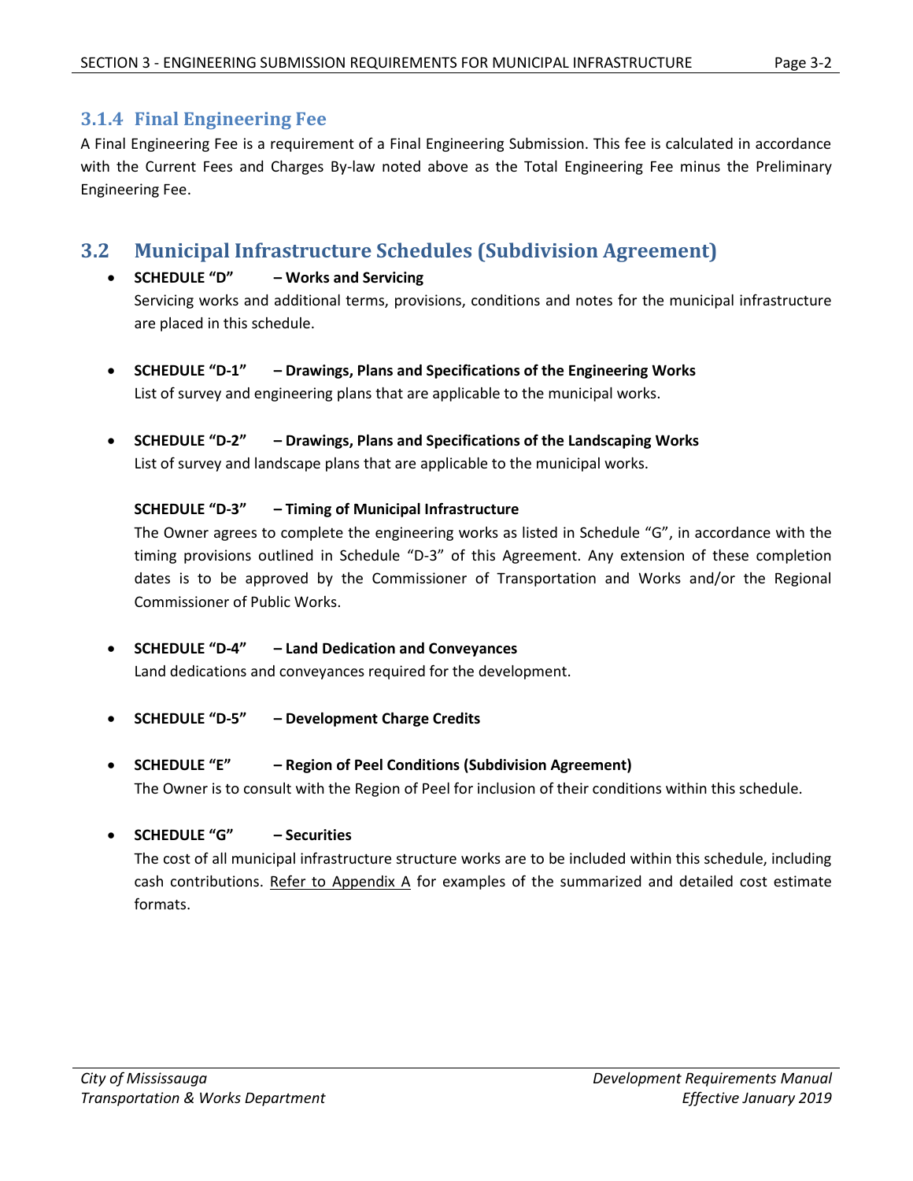### 3.1.4 Final Engineering Fee

A Final Engineering Fee is a requirement of a Final Engineering Submission. This fee is calculated in accordance with the Current Fees and Charges By-law noted above as the Total Engineering Fee minus the Preliminary Engineering Fee.

## 3.2 Municipal Infrastructure Schedules (Subdivision Agreement)

- **SCHEDULE "D" – Works and Servicing**
  Servicing works and additional terms, provisions, conditions and notes for the municipal infrastructure are placed in this schedule.

- **SCHEDULE "D-1" – Drawings, Plans and Specifications of the Engineering Works**
  List of survey and engineering plans that are applicable to the municipal works.

- **SCHEDULE "D-2" – Drawings, Plans and Specifications of the Landscaping Works**
  List of survey and landscape plans that are applicable to the municipal works.

  **SCHEDULE "D-3" – Timing of Municipal Infrastructure**
  The Owner agrees to complete the engineering works as listed in Schedule "G", in accordance with the timing provisions outlined in Schedule "D-3" of this Agreement. Any extension of these completion dates is to be approved by the Commissioner of Transportation and Works and/or the Regional Commissioner of Public Works.

- **SCHEDULE "D-4" – Land Dedication and Conveyances**
  Land dedications and conveyances required for the development.

- **SCHEDULE "D-5" – Development Charge Credits**

- **SCHEDULE "E" – Region of Peel Conditions (Subdivision Agreement)**
  The Owner is to consult with the Region of Peel for inclusion of their conditions within this schedule.

- **SCHEDULE "G" – Securities**
  The cost of all municipal infrastructure structure works are to be included within this schedule, including cash contributions. Refer to Appendix A for examples of the summarized and detailed cost estimate formats.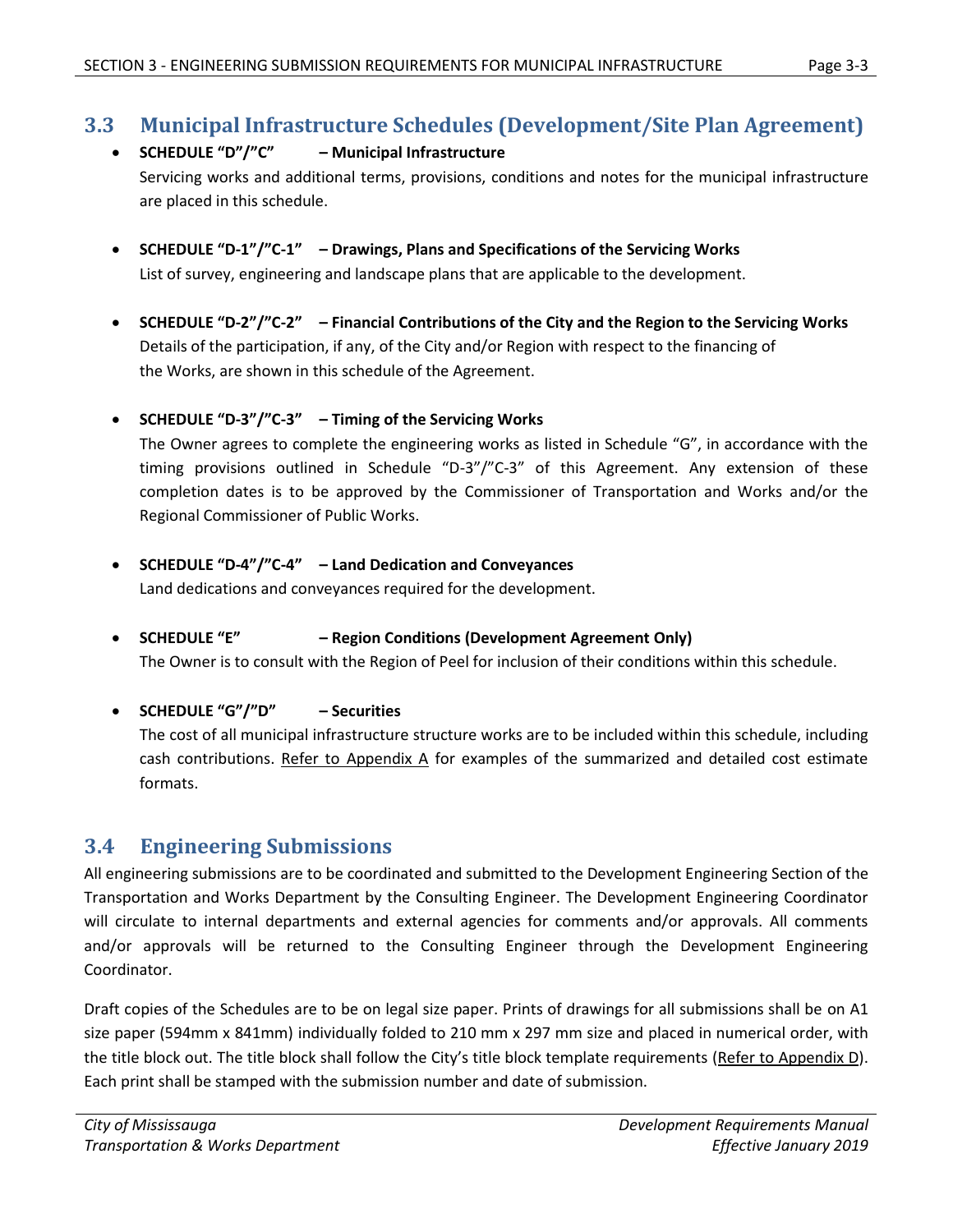## 3.3 Municipal Infrastructure Schedules (Development/Site Plan Agreement)

- **SCHEDULE "D"/"C" – Municipal Infrastructure**
  Servicing works and additional terms, provisions, conditions and notes for the municipal infrastructure are placed in this schedule.

- **SCHEDULE "D-1"/"C-1" – Drawings, Plans and Specifications of the Servicing Works**
  List of survey, engineering and landscape plans that are applicable to the development.

- **SCHEDULE "D-2"/"C-2" – Financial Contributions of the City and the Region to the Servicing Works**
  Details of the participation, if any, of the City and/or Region with respect to the financing of the Works, are shown in this schedule of the Agreement.

- **SCHEDULE "D-3"/"C-3" – Timing of the Servicing Works**
  The Owner agrees to complete the engineering works as listed in Schedule "G", in accordance with the timing provisions outlined in Schedule "D-3"/"C-3" of this Agreement. Any extension of these completion dates is to be approved by the Commissioner of Transportation and Works and/or the Regional Commissioner of Public Works.

- **SCHEDULE "D-4"/"C-4" – Land Dedication and Conveyances**
  Land dedications and conveyances required for the development.

- **SCHEDULE "E" – Region Conditions (Development Agreement Only)**
  The Owner is to consult with the Region of Peel for inclusion of their conditions within this schedule.

- **SCHEDULE "G"/"D" – Securities**
  The cost of all municipal infrastructure structure works are to be included within this schedule, including cash contributions. Refer to Appendix A for examples of the summarized and detailed cost estimate formats.

## 3.4 Engineering Submissions

All engineering submissions are to be coordinated and submitted to the Development Engineering Section of the Transportation and Works Department by the Consulting Engineer. The Development Engineering Coordinator will circulate to internal departments and external agencies for comments and/or approvals. All comments and/or approvals will be returned to the Consulting Engineer through the Development Engineering Coordinator.

Draft copies of the Schedules are to be on legal size paper. Prints of drawings for all submissions shall be on A1 size paper (594mm x 841mm) individually folded to 210 mm x 297 mm size and placed in numerical order, with the title block out. The title block shall follow the City's title block template requirements (Refer to Appendix D). Each print shall be stamped with the submission number and date of submission.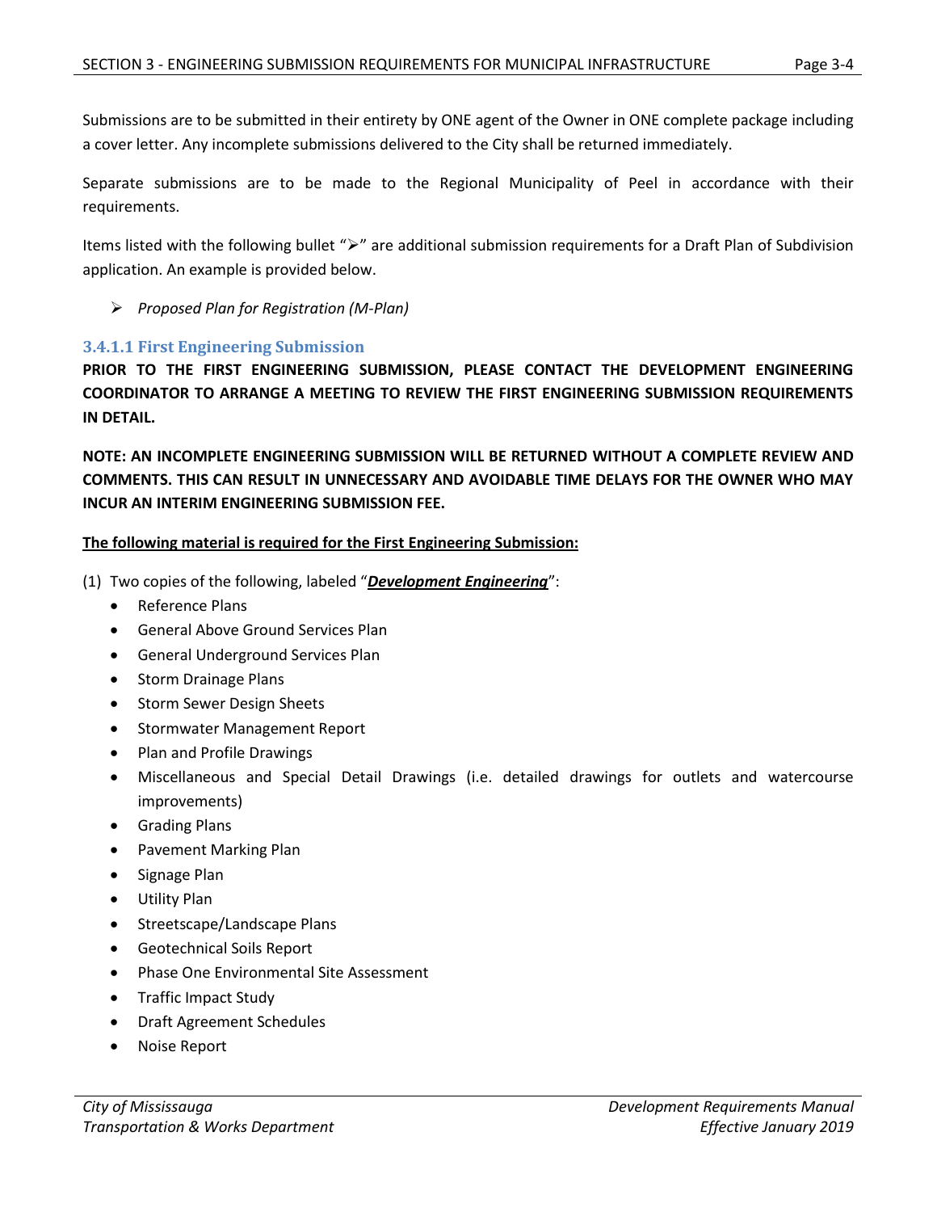Submissions are to be submitted in their entirety by ONE agent of the Owner in ONE complete package including a cover letter. Any incomplete submissions delivered to the City shall be returned immediately.

Separate submissions are to be made to the Regional Municipality of Peel in accordance with their requirements.

Items listed with the following bullet "➢" are additional submission requirements for a Draft Plan of Subdivision application. An example is provided below.

➢ *Proposed Plan for Registration (M-Plan)*

### 3.4.1.1 First Engineering Submission

**PRIOR TO THE FIRST ENGINEERING SUBMISSION, PLEASE CONTACT THE DEVELOPMENT ENGINEERING COORDINATOR TO ARRANGE A MEETING TO REVIEW THE FIRST ENGINEERING SUBMISSION REQUIREMENTS IN DETAIL.**

**NOTE: AN INCOMPLETE ENGINEERING SUBMISSION WILL BE RETURNED WITHOUT A COMPLETE REVIEW AND COMMENTS. THIS CAN RESULT IN UNNECESSARY AND AVOIDABLE TIME DELAYS FOR THE OWNER WHO MAY INCUR AN INTERIM ENGINEERING SUBMISSION FEE.**

**The following material is required for the First Engineering Submission:**

(1) Two copies of the following, labeled "***Development Engineering***":

- Reference Plans
- General Above Ground Services Plan
- General Underground Services Plan
- Storm Drainage Plans
- Storm Sewer Design Sheets
- Stormwater Management Report
- Plan and Profile Drawings
- Miscellaneous and Special Detail Drawings (i.e. detailed drawings for outlets and watercourse improvements)
- Grading Plans
- Pavement Marking Plan
- Signage Plan
- Utility Plan
- Streetscape/Landscape Plans
- Geotechnical Soils Report
- Phase One Environmental Site Assessment
- Traffic Impact Study
- Draft Agreement Schedules
- Noise Report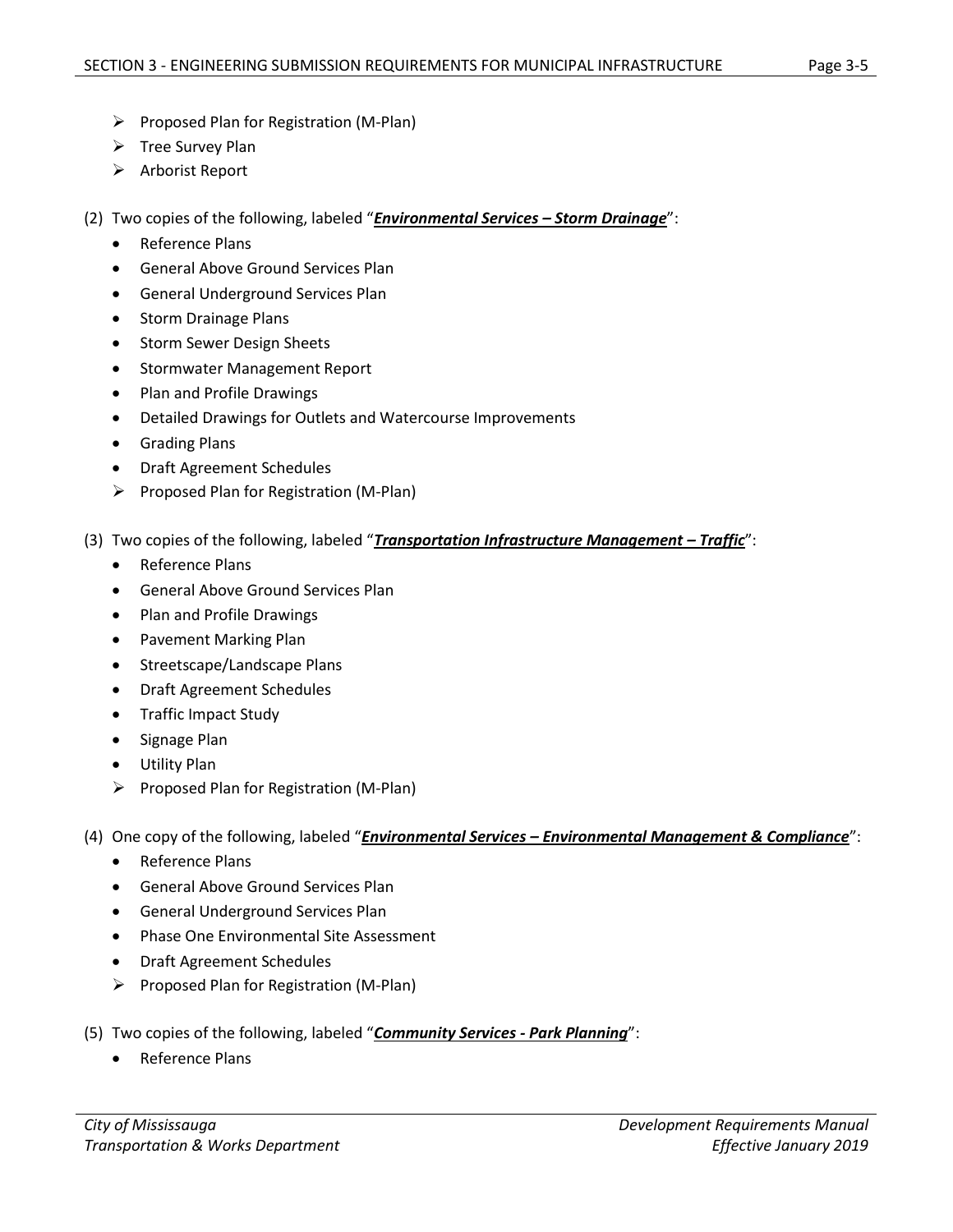- Proposed Plan for Registration (M-Plan)
- Tree Survey Plan
- Arborist Report

(2) Two copies of the following, labeled "***Environmental Services – Storm Drainage***":

- Reference Plans
- General Above Ground Services Plan
- General Underground Services Plan
- Storm Drainage Plans
- Storm Sewer Design Sheets
- Stormwater Management Report
- Plan and Profile Drawings
- Detailed Drawings for Outlets and Watercourse Improvements
- Grading Plans
- Draft Agreement Schedules
- Proposed Plan for Registration (M-Plan)

(3) Two copies of the following, labeled "***Transportation Infrastructure Management – Traffic***":

- Reference Plans
- General Above Ground Services Plan
- Plan and Profile Drawings
- Pavement Marking Plan
- Streetscape/Landscape Plans
- Draft Agreement Schedules
- Traffic Impact Study
- Signage Plan
- Utility Plan
- Proposed Plan for Registration (M-Plan)

(4) One copy of the following, labeled "***Environmental Services – Environmental Management & Compliance***":

- Reference Plans
- General Above Ground Services Plan
- General Underground Services Plan
- Phase One Environmental Site Assessment
- Draft Agreement Schedules
- Proposed Plan for Registration (M-Plan)

(5) Two copies of the following, labeled "***Community Services - Park Planning***":

- Reference Plans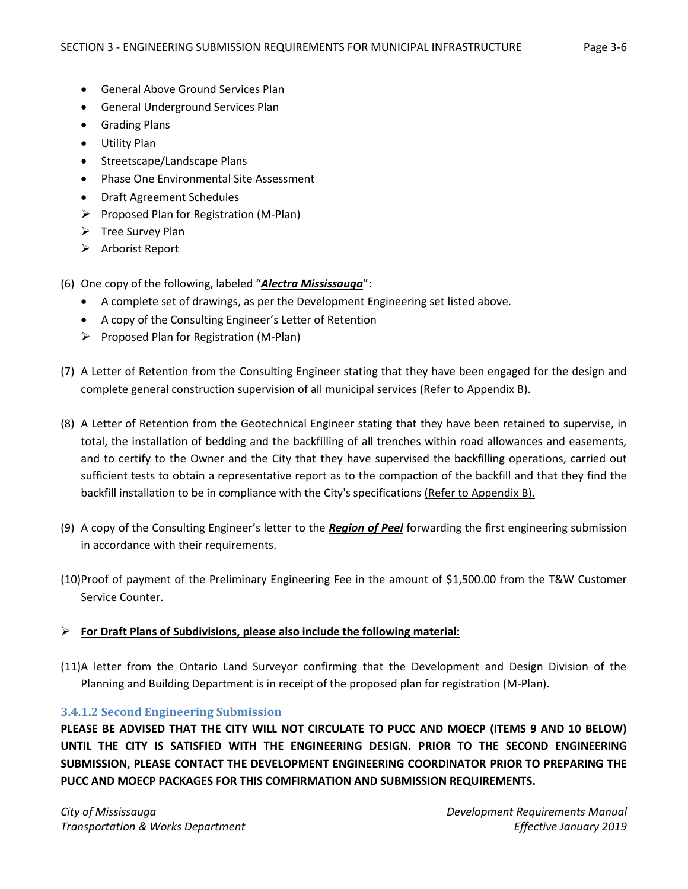- General Above Ground Services Plan
- General Underground Services Plan
- Grading Plans
- Utility Plan
- Streetscape/Landscape Plans
- Phase One Environmental Site Assessment
- Draft Agreement Schedules
- ➢ Proposed Plan for Registration (M-Plan)
- ➢ Tree Survey Plan
- ➢ Arborist Report

(6) One copy of the following, labeled "***Alectra Mississauga***":
   - A complete set of drawings, as per the Development Engineering set listed above.
   - A copy of the Consulting Engineer's Letter of Retention
   - ➢ Proposed Plan for Registration (M-Plan)

(7) A Letter of Retention from the Consulting Engineer stating that they have been engaged for the design and complete general construction supervision of all municipal services (Refer to Appendix B).

(8) A Letter of Retention from the Geotechnical Engineer stating that they have been retained to supervise, in total, the installation of bedding and the backfilling of all trenches within road allowances and easements, and to certify to the Owner and the City that they have supervised the backfilling operations, carried out sufficient tests to obtain a representative report as to the compaction of the backfill and that they find the backfill installation to be in compliance with the City's specifications (Refer to Appendix B).

(9) A copy of the Consulting Engineer's letter to the ***Region of Peel*** forwarding the first engineering submission in accordance with their requirements.

(10) Proof of payment of the Preliminary Engineering Fee in the amount of $1,500.00 from the T&W Customer Service Counter.

➢ **For Draft Plans of Subdivisions, please also include the following material:**

(11) A letter from the Ontario Land Surveyor confirming that the Development and Design Division of the Planning and Building Department is in receipt of the proposed plan for registration (M-Plan).

### 3.4.1.2 Second Engineering Submission

**PLEASE BE ADVISED THAT THE CITY WILL NOT CIRCULATE TO PUCC AND MOECP (ITEMS 9 AND 10 BELOW) UNTIL THE CITY IS SATISFIED WITH THE ENGINEERING DESIGN. PRIOR TO THE SECOND ENGINEERING SUBMISSION, PLEASE CONTACT THE DEVELOPMENT ENGINEERING COORDINATOR PRIOR TO PREPARING THE PUCC AND MOECP PACKAGES FOR THIS COMFIRMATION AND SUBMISSION REQUIREMENTS.**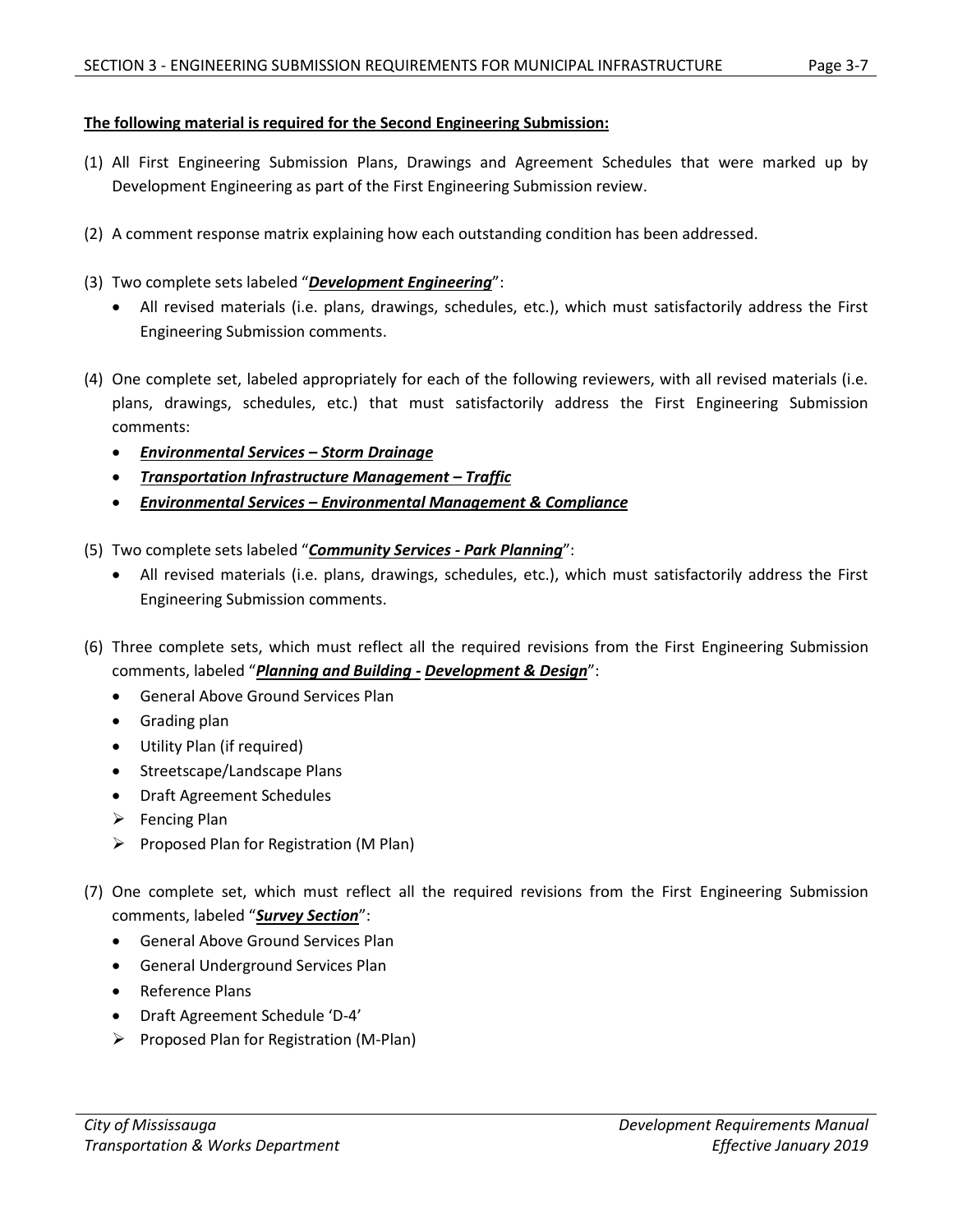**The following material is required for the Second Engineering Submission:**

(1) All First Engineering Submission Plans, Drawings and Agreement Schedules that were marked up by Development Engineering as part of the First Engineering Submission review.

(2) A comment response matrix explaining how each outstanding condition has been addressed.

(3) Two complete sets labeled "***Development Engineering***":
   - All revised materials (i.e. plans, drawings, schedules, etc.), which must satisfactorily address the First Engineering Submission comments.

(4) One complete set, labeled appropriately for each of the following reviewers, with all revised materials (i.e. plans, drawings, schedules, etc.) that must satisfactorily address the First Engineering Submission comments:
   - ***Environmental Services – Storm Drainage***
   - ***Transportation Infrastructure Management – Traffic***
   - ***Environmental Services – Environmental Management & Compliance***

(5) Two complete sets labeled "***Community Services - Park Planning***":
   - All revised materials (i.e. plans, drawings, schedules, etc.), which must satisfactorily address the First Engineering Submission comments.

(6) Three complete sets, which must reflect all the required revisions from the First Engineering Submission comments, labeled "***Planning and Building - Development & Design***":
   - General Above Ground Services Plan
   - Grading plan
   - Utility Plan (if required)
   - Streetscape/Landscape Plans
   - Draft Agreement Schedules
   - Fencing Plan
   - Proposed Plan for Registration (M Plan)

(7) One complete set, which must reflect all the required revisions from the First Engineering Submission comments, labeled "***Survey Section***":
   - General Above Ground Services Plan
   - General Underground Services Plan
   - Reference Plans
   - Draft Agreement Schedule 'D-4'
   - Proposed Plan for Registration (M-Plan)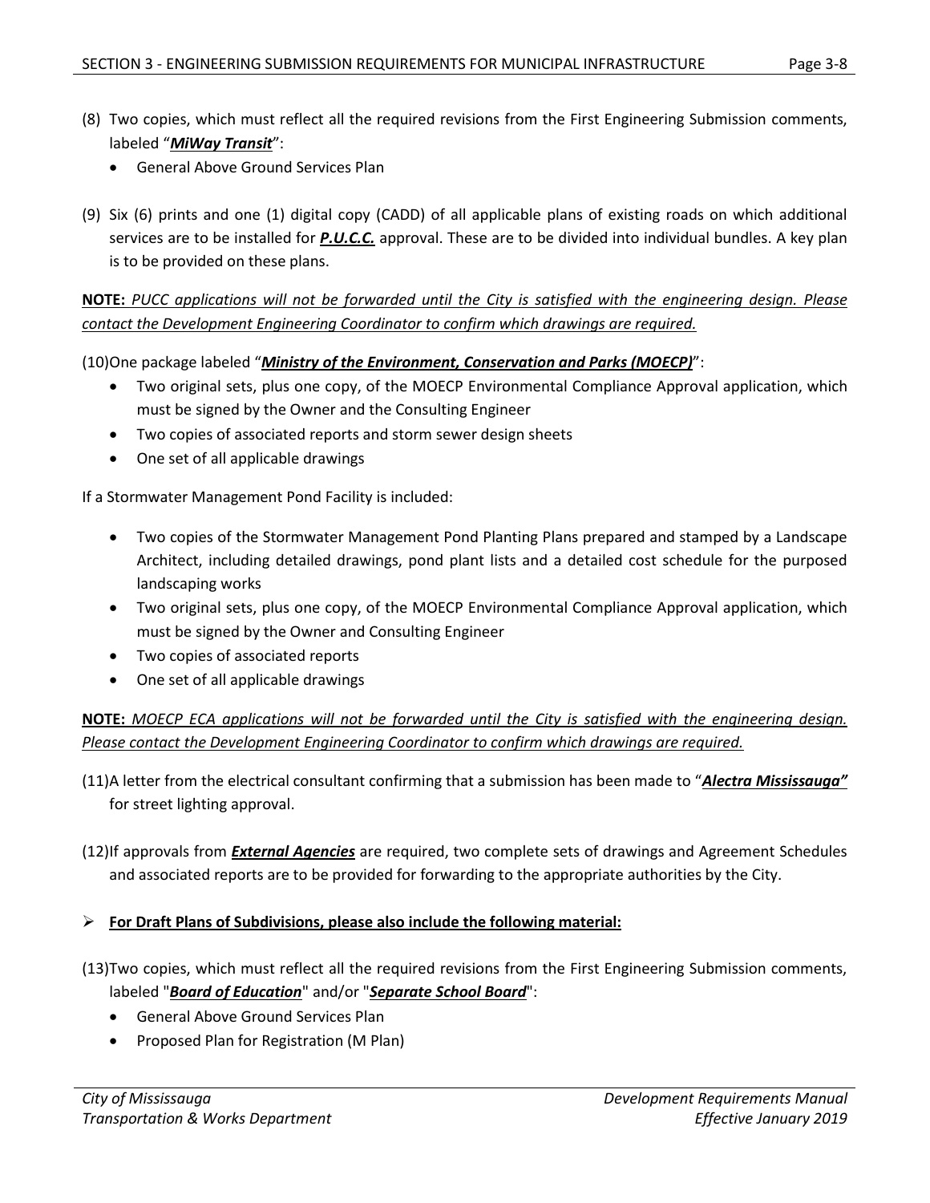(8) Two copies, which must reflect all the required revisions from the First Engineering Submission comments, labeled "***MiWay Transit***":

- General Above Ground Services Plan

(9) Six (6) prints and one (1) digital copy (CADD) of all applicable plans of existing roads on which additional services are to be installed for ***P.U.C.C.*** approval. These are to be divided into individual bundles. A key plan is to be provided on these plans.

**NOTE:** *PUCC applications will not be forwarded until the City is satisfied with the engineering design. Please contact the Development Engineering Coordinator to confirm which drawings are required.*

(10)One package labeled "***Ministry of the Environment, Conservation and Parks (MOECP)***":

- Two original sets, plus one copy, of the MOECP Environmental Compliance Approval application, which must be signed by the Owner and the Consulting Engineer
- Two copies of associated reports and storm sewer design sheets
- One set of all applicable drawings

If a Stormwater Management Pond Facility is included:

- Two copies of the Stormwater Management Pond Planting Plans prepared and stamped by a Landscape Architect, including detailed drawings, pond plant lists and a detailed cost schedule for the purposed landscaping works
- Two original sets, plus one copy, of the MOECP Environmental Compliance Approval application, which must be signed by the Owner and Consulting Engineer
- Two copies of associated reports
- One set of all applicable drawings

**NOTE:** *MOECP ECA applications will not be forwarded until the City is satisfied with the engineering design. Please contact the Development Engineering Coordinator to confirm which drawings are required.*

(11)A letter from the electrical consultant confirming that a submission has been made to "***Alectra Mississauga"*** for street lighting approval.

(12)If approvals from ***External Agencies*** are required, two complete sets of drawings and Agreement Schedules and associated reports are to be provided for forwarding to the appropriate authorities by the City.

- **For Draft Plans of Subdivisions, please also include the following material:**

(13)Two copies, which must reflect all the required revisions from the First Engineering Submission comments, labeled "***Board of Education***" and/or "***Separate School Board***":

- General Above Ground Services Plan
- Proposed Plan for Registration (M Plan)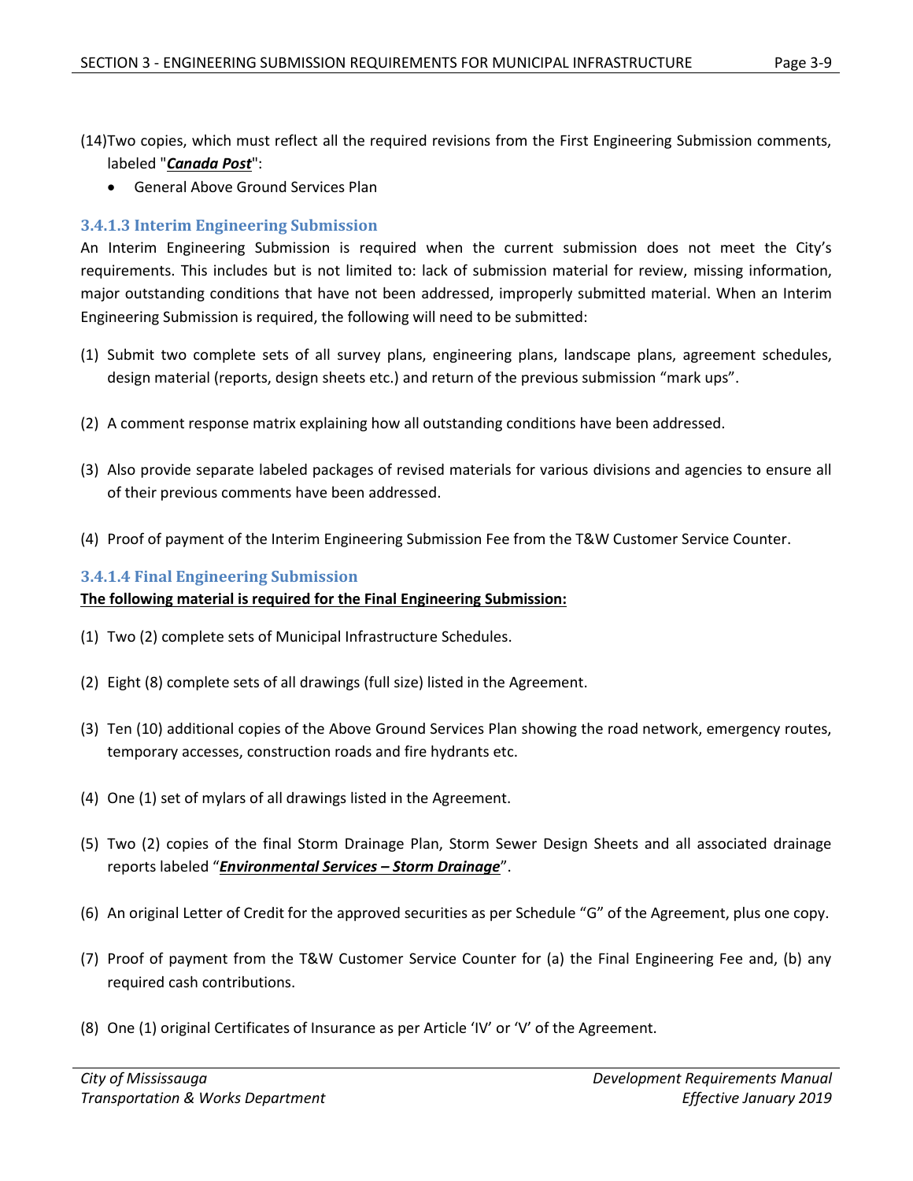(14) Two copies, which must reflect all the required revisions from the First Engineering Submission comments, labeled "***Canada Post***":

- General Above Ground Services Plan

### 3.4.1.3 Interim Engineering Submission

An Interim Engineering Submission is required when the current submission does not meet the City's requirements. This includes but is not limited to: lack of submission material for review, missing information, major outstanding conditions that have not been addressed, improperly submitted material. When an Interim Engineering Submission is required, the following will need to be submitted:

(1) Submit two complete sets of all survey plans, engineering plans, landscape plans, agreement schedules, design material (reports, design sheets etc.) and return of the previous submission "mark ups".

(2) A comment response matrix explaining how all outstanding conditions have been addressed.

(3) Also provide separate labeled packages of revised materials for various divisions and agencies to ensure all of their previous comments have been addressed.

(4) Proof of payment of the Interim Engineering Submission Fee from the T&W Customer Service Counter.

### 3.4.1.4 Final Engineering Submission

**The following material is required for the Final Engineering Submission:**

(1) Two (2) complete sets of Municipal Infrastructure Schedules.

(2) Eight (8) complete sets of all drawings (full size) listed in the Agreement.

(3) Ten (10) additional copies of the Above Ground Services Plan showing the road network, emergency routes, temporary accesses, construction roads and fire hydrants etc.

(4) One (1) set of mylars of all drawings listed in the Agreement.

(5) Two (2) copies of the final Storm Drainage Plan, Storm Sewer Design Sheets and all associated drainage reports labeled "***Environmental Services – Storm Drainage***".

(6) An original Letter of Credit for the approved securities as per Schedule "G" of the Agreement, plus one copy.

(7) Proof of payment from the T&W Customer Service Counter for (a) the Final Engineering Fee and, (b) any required cash contributions.

(8) One (1) original Certificates of Insurance as per Article 'IV' or 'V' of the Agreement.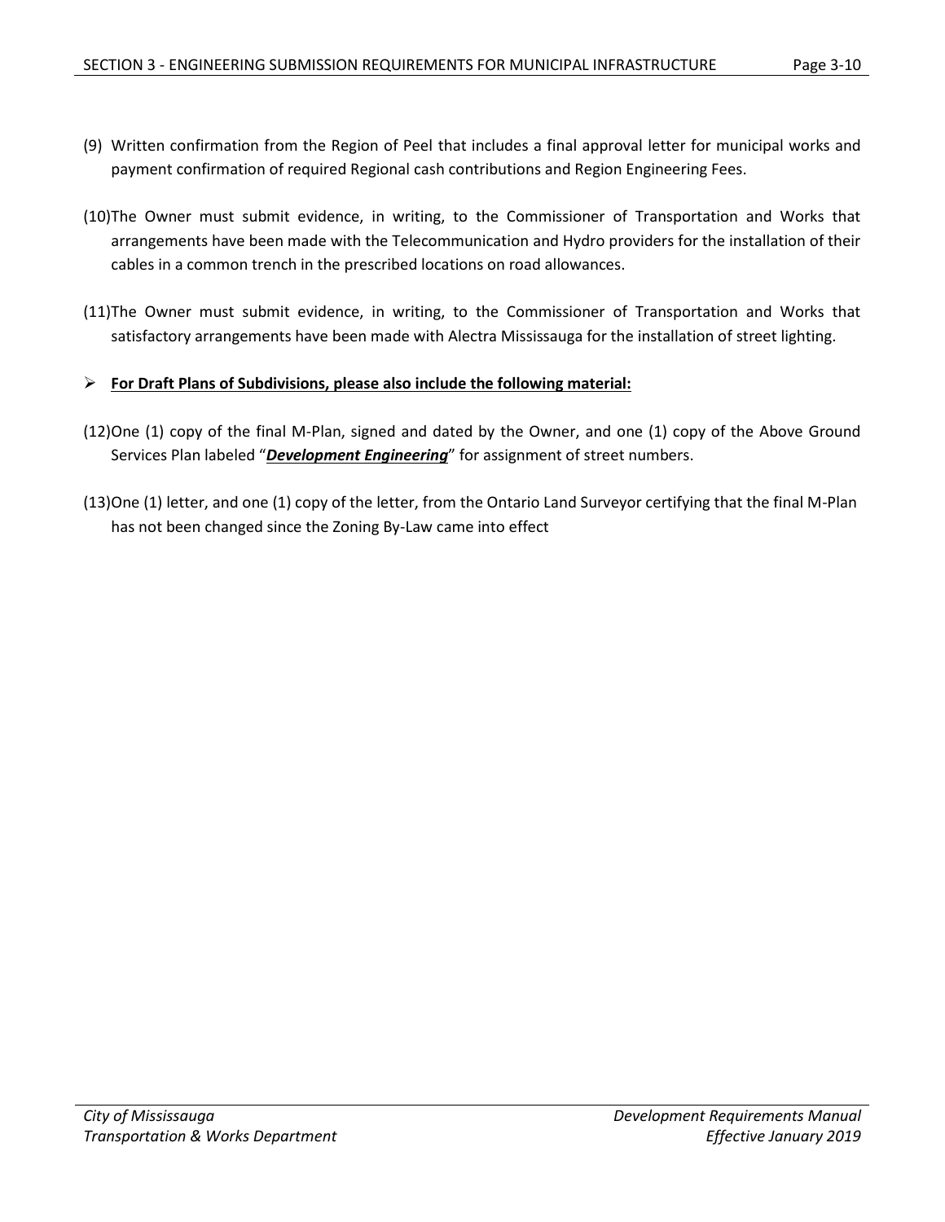(9) Written confirmation from the Region of Peel that includes a final approval letter for municipal works and payment confirmation of required Regional cash contributions and Region Engineering Fees.

(10)The Owner must submit evidence, in writing, to the Commissioner of Transportation and Works that arrangements have been made with the Telecommunication and Hydro providers for the installation of their cables in a common trench in the prescribed locations on road allowances.

(11)The Owner must submit evidence, in writing, to the Commissioner of Transportation and Works that satisfactory arrangements have been made with Alectra Mississauga for the installation of street lighting.

- **For Draft Plans of Subdivisions, please also include the following material:**

(12)One (1) copy of the final M-Plan, signed and dated by the Owner, and one (1) copy of the Above Ground Services Plan labeled "***Development Engineering***" for assignment of street numbers.

(13)One (1) letter, and one (1) copy of the letter, from the Ontario Land Surveyor certifying that the final M-Plan has not been changed since the Zoning By-Law came into effect